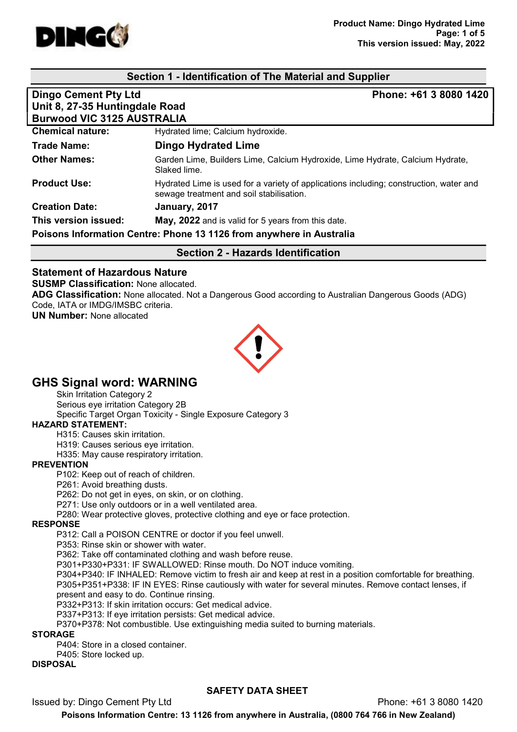## Section 1 - Identification of The Material and Supplier

**Dingo Cement Pty Ltd**
**Unit 8, 27-35 Huntingdale Road**
**Burwood VIC 3125 AUSTRALIA**
**Phone: +61 3 8080 1420**

| | |
|---|---|
| **Chemical nature:** | Hydrated lime; Calcium hydroxide. |
| **Trade Name:** | **Dingo Hydrated Lime** |
| **Other Names:** | Garden Lime, Builders Lime, Calcium Hydroxide, Lime Hydrate, Calcium Hydrate, Slaked lime. |
| **Product Use:** | Hydrated Lime is used for a variety of applications including; construction, water and sewage treatment and soil stabilisation. |
| **Creation Date:** | **January, 2017** |
| **This version issued:** | **May, 2022** and is valid for 5 years from this date. |

**Poisons Information Centre: Phone 13 1126 from anywhere in Australia**

## Section 2 - Hazards Identification

### Statement of Hazardous Nature

**SUSMP Classification:** None allocated.
**ADG Classification:** None allocated. Not a Dangerous Good according to Australian Dangerous Goods (ADG) Code, IATA or IMDG/IMSBC criteria.
**UN Number:** None allocated

## GHS Signal word: WARNING

Skin Irritation Category 2
Serious eye irritation Category 2B
Specific Target Organ Toxicity - Single Exposure Category 3

**HAZARD STATEMENT:**

H315: Causes skin irritation.
H319: Causes serious eye irritation.
H335: May cause respiratory irritation.

**PREVENTION**

P102: Keep out of reach of children.
P261: Avoid breathing dusts.
P262: Do not get in eyes, on skin, or on clothing.
P271: Use only outdoors or in a well ventilated area.
P280: Wear protective gloves, protective clothing and eye or face protection.

**RESPONSE**

P312: Call a POISON CENTRE or doctor if you feel unwell.
P353: Rinse skin or shower with water.
P362: Take off contaminated clothing and wash before reuse.
P301+P330+P331: IF SWALLOWED: Rinse mouth. Do NOT induce vomiting.
P304+P340: IF INHALED: Remove victim to fresh air and keep at rest in a position comfortable for breathing.
P305+P351+P338: IF IN EYES: Rinse cautiously with water for several minutes. Remove contact lenses, if present and easy to do. Continue rinsing.
P332+P313: If skin irritation occurs: Get medical advice.
P337+P313: If eye irritation persists: Get medical advice.
P370+P378: Not combustible. Use extinguishing media suited to burning materials.

**STORAGE**

P404: Store in a closed container.
P405: Store locked up.

**DISPOSAL**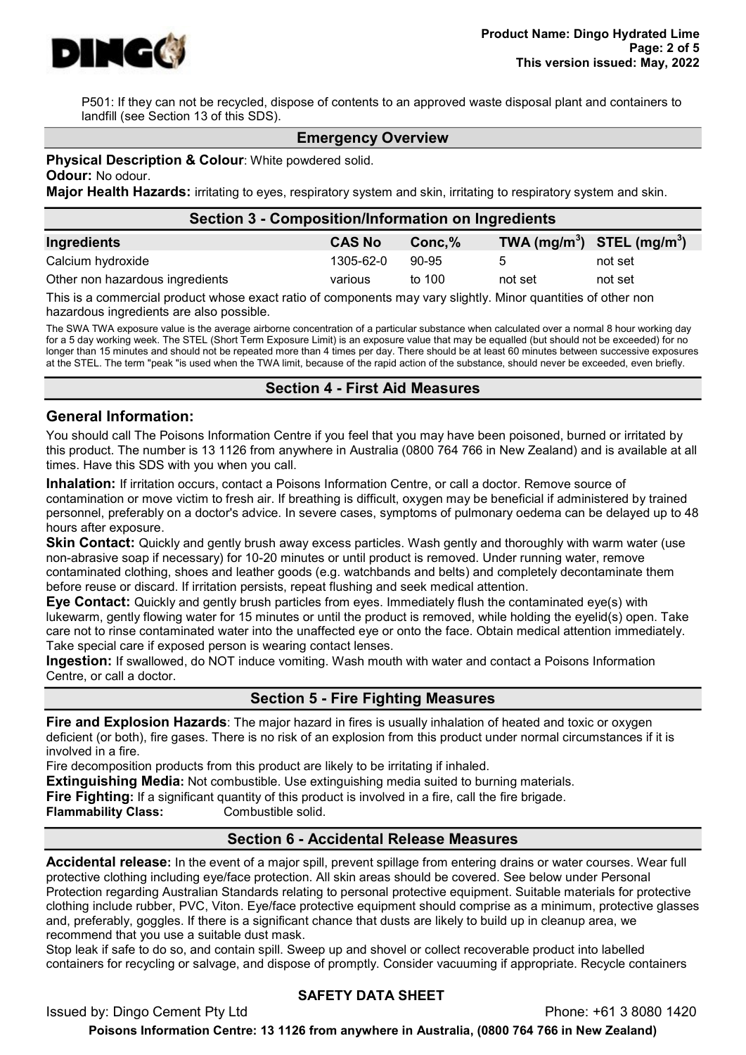P501: If they can not be recycled, dispose of contents to an approved waste disposal plant and containers to landfill (see Section 13 of this SDS).

## Emergency Overview

**Physical Description & Colour**: White powdered solid.

**Odour:** No odour.

**Major Health Hazards:** irritating to eyes, respiratory system and skin, irritating to respiratory system and skin.

## Section 3 - Composition/Information on Ingredients

| Ingredients | CAS No | Conc,% | TWA (mg/m$^3$) | STEL (mg/m$^3$) |
|---|---|---|---|---|
| Calcium hydroxide | 1305-62-0 | 90-95 | 5 | not set |
| Other non hazardous ingredients | various | to 100 | not set | not set |

This is a commercial product whose exact ratio of components may vary slightly. Minor quantities of other non hazardous ingredients are also possible.

The SWA TWA exposure value is the average airborne concentration of a particular substance when calculated over a normal 8 hour working day for a 5 day working week. The STEL (Short Term Exposure Limit) is an exposure value that may be equalled (but should not be exceeded) for no longer than 15 minutes and should not be repeated more than 4 times per day. There should be at least 60 minutes between successive exposures at the STEL. The term "peak "is used when the TWA limit, because of the rapid action of the substance, should never be exceeded, even briefly.

## Section 4 - First Aid Measures

### General Information:

You should call The Poisons Information Centre if you feel that you may have been poisoned, burned or irritated by this product. The number is 13 1126 from anywhere in Australia (0800 764 766 in New Zealand) and is available at all times. Have this SDS with you when you call.

**Inhalation:** If irritation occurs, contact a Poisons Information Centre, or call a doctor. Remove source of contamination or move victim to fresh air. If breathing is difficult, oxygen may be beneficial if administered by trained personnel, preferably on a doctor's advice. In severe cases, symptoms of pulmonary oedema can be delayed up to 48 hours after exposure.

**Skin Contact:** Quickly and gently brush away excess particles. Wash gently and thoroughly with warm water (use non-abrasive soap if necessary) for 10-20 minutes or until product is removed. Under running water, remove contaminated clothing, shoes and leather goods (e.g. watchbands and belts) and completely decontaminate them before reuse or discard. If irritation persists, repeat flushing and seek medical attention.

**Eye Contact:** Quickly and gently brush particles from eyes. Immediately flush the contaminated eye(s) with lukewarm, gently flowing water for 15 minutes or until the product is removed, while holding the eyelid(s) open. Take care not to rinse contaminated water into the unaffected eye or onto the face. Obtain medical attention immediately. Take special care if exposed person is wearing contact lenses.

**Ingestion:** If swallowed, do NOT induce vomiting. Wash mouth with water and contact a Poisons Information Centre, or call a doctor.

## Section 5 - Fire Fighting Measures

**Fire and Explosion Hazards**: The major hazard in fires is usually inhalation of heated and toxic or oxygen deficient (or both), fire gases. There is no risk of an explosion from this product under normal circumstances if it is involved in a fire.

Fire decomposition products from this product are likely to be irritating if inhaled.

**Extinguishing Media:** Not combustible. Use extinguishing media suited to burning materials.

**Fire Fighting:** If a significant quantity of this product is involved in a fire, call the fire brigade.

**Flammability Class:** Combustible solid.

## Section 6 - Accidental Release Measures

**Accidental release:** In the event of a major spill, prevent spillage from entering drains or water courses. Wear full protective clothing including eye/face protection. All skin areas should be covered. See below under Personal Protection regarding Australian Standards relating to personal protective equipment. Suitable materials for protective clothing include rubber, PVC, Viton. Eye/face protective equipment should comprise as a minimum, protective glasses and, preferably, goggles. If there is a significant chance that dusts are likely to build up in cleanup area, we recommend that you use a suitable dust mask.

Stop leak if safe to do so, and contain spill. Sweep up and shovel or collect recoverable product into labelled containers for recycling or salvage, and dispose of promptly. Consider vacuuming if appropriate. Recycle containers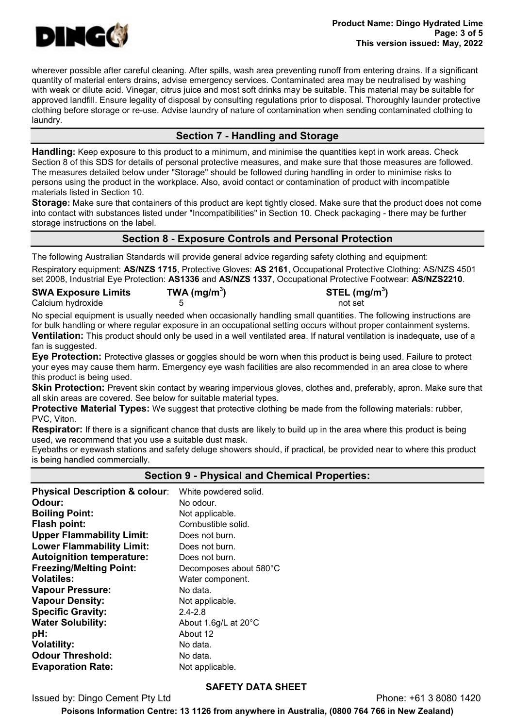wherever possible after careful cleaning. After spills, wash area preventing runoff from entering drains. If a significant quantity of material enters drains, advise emergency services. Contaminated area may be neutralised by washing with weak or dilute acid. Vinegar, citrus juice and most soft drinks may be suitable. This material may be suitable for approved landfill. Ensure legality of disposal by consulting regulations prior to disposal. Thoroughly launder protective clothing before storage or re-use. Advise laundry of nature of contamination when sending contaminated clothing to laundry.

## Section 7 - Handling and Storage

**Handling:** Keep exposure to this product to a minimum, and minimise the quantities kept in work areas. Check Section 8 of this SDS for details of personal protective measures, and make sure that those measures are followed. The measures detailed below under "Storage" should be followed during handling in order to minimise risks to persons using the product in the workplace. Also, avoid contact or contamination of product with incompatible materials listed in Section 10.

**Storage:** Make sure that containers of this product are kept tightly closed. Make sure that the product does not come into contact with substances listed under "Incompatibilities" in Section 10. Check packaging - there may be further storage instructions on the label.

## Section 8 - Exposure Controls and Personal Protection

The following Australian Standards will provide general advice regarding safety clothing and equipment:

Respiratory equipment: **AS/NZS 1715**, Protective Gloves: **AS 2161**, Occupational Protective Clothing: AS/NZS 4501 set 2008, Industrial Eye Protection: **AS1336** and **AS/NZS 1337**, Occupational Protective Footwear: **AS/NZS2210**.

| SWA Exposure Limits | TWA ($mg/m^3$) | STEL ($mg/m^3$) |
|---|---|---|
| Calcium hydroxide | 5 | not set |

No special equipment is usually needed when occasionally handling small quantities. The following instructions are for bulk handling or where regular exposure in an occupational setting occurs without proper containment systems.

**Ventilation:** This product should only be used in a well ventilated area. If natural ventilation is inadequate, use of a fan is suggested.

**Eye Protection:** Protective glasses or goggles should be worn when this product is being used. Failure to protect your eyes may cause them harm. Emergency eye wash facilities are also recommended in an area close to where this product is being used.

**Skin Protection:** Prevent skin contact by wearing impervious gloves, clothes and, preferably, apron. Make sure that all skin areas are covered. See below for suitable material types.

**Protective Material Types:** We suggest that protective clothing be made from the following materials: rubber, PVC, Viton.

**Respirator:** If there is a significant chance that dusts are likely to build up in the area where this product is being used, we recommend that you use a suitable dust mask.

Eyebaths or eyewash stations and safety deluge showers should, if practical, be provided near to where this product is being handled commercially.

## Section 9 - Physical and Chemical Properties:

| | |
|---|---|
| **Physical Description & colour**: | White powdered solid. |
| **Odour:** | No odour. |
| **Boiling Point:** | Not applicable. |
| **Flash point:** | Combustible solid. |
| **Upper Flammability Limit:** | Does not burn. |
| **Lower Flammability Limit:** | Does not burn. |
| **Autoignition temperature:** | Does not burn. |
| **Freezing/Melting Point:** | Decomposes about 580°C |
| **Volatiles:** | Water component. |
| **Vapour Pressure:** | No data. |
| **Vapour Density:** | Not applicable. |
| **Specific Gravity:** | 2.4-2.8 |
| **Water Solubility:** | About 1.6g/L at 20°C |
| **pH:** | About 12 |
| **Volatility:** | No data. |
| **Odour Threshold:** | No data. |
| **Evaporation Rate:** | Not applicable. |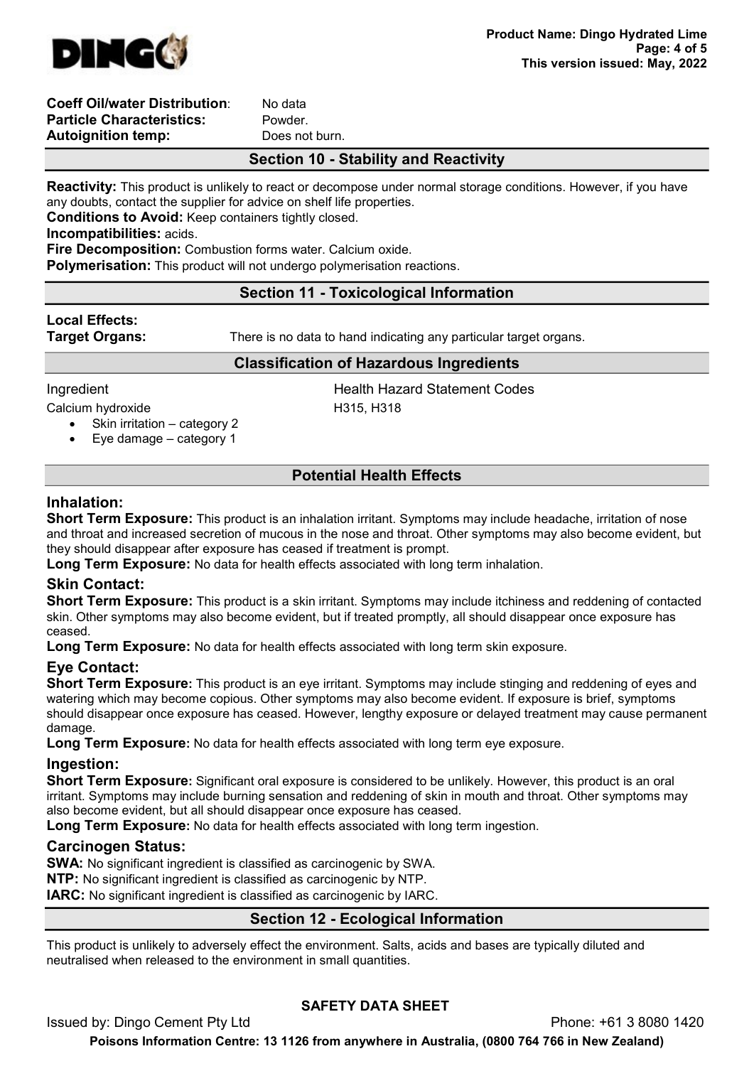**Coeff Oil/water Distribution**: No data
**Particle Characteristics:** Powder.
**Autoignition temp:** Does not burn.

## Section 10 - Stability and Reactivity

**Reactivity:** This product is unlikely to react or decompose under normal storage conditions. However, if you have any doubts, contact the supplier for advice on shelf life properties.
**Conditions to Avoid:** Keep containers tightly closed.
**Incompatibilities:** acids.
**Fire Decomposition:** Combustion forms water. Calcium oxide.
**Polymerisation:** This product will not undergo polymerisation reactions.

## Section 11 - Toxicological Information

**Local Effects:**
**Target Organs:** There is no data to hand indicating any particular target organs.

### Classification of Hazardous Ingredients

| Ingredient | Health Hazard Statement Codes |
| --- | --- |
| Calcium hydroxide | H315, H318 |

- Skin irritation – category 2
- Eye damage – category 1

### Potential Health Effects

### Inhalation:

**Short Term Exposure:** This product is an inhalation irritant. Symptoms may include headache, irritation of nose and throat and increased secretion of mucous in the nose and throat. Other symptoms may also become evident, but they should disappear after exposure has ceased if treatment is prompt.
**Long Term Exposure:** No data for health effects associated with long term inhalation.

### Skin Contact:

**Short Term Exposure:** This product is a skin irritant. Symptoms may include itchiness and reddening of contacted skin. Other symptoms may also become evident, but if treated promptly, all should disappear once exposure has ceased.
**Long Term Exposure:** No data for health effects associated with long term skin exposure.

### Eye Contact:

**Short Term Exposure:** This product is an eye irritant. Symptoms may include stinging and reddening of eyes and watering which may become copious. Other symptoms may also become evident. If exposure is brief, symptoms should disappear once exposure has ceased. However, lengthy exposure or delayed treatment may cause permanent damage.
**Long Term Exposure:** No data for health effects associated with long term eye exposure.

### Ingestion:

**Short Term Exposure:** Significant oral exposure is considered to be unlikely. However, this product is an oral irritant. Symptoms may include burning sensation and reddening of skin in mouth and throat. Other symptoms may also become evident, but all should disappear once exposure has ceased.
**Long Term Exposure:** No data for health effects associated with long term ingestion.

### Carcinogen Status:

**SWA:** No significant ingredient is classified as carcinogenic by SWA.
**NTP:** No significant ingredient is classified as carcinogenic by NTP.
**IARC:** No significant ingredient is classified as carcinogenic by IARC.

## Section 12 - Ecological Information

This product is unlikely to adversely effect the environment. Salts, acids and bases are typically diluted and neutralised when released to the environment in small quantities.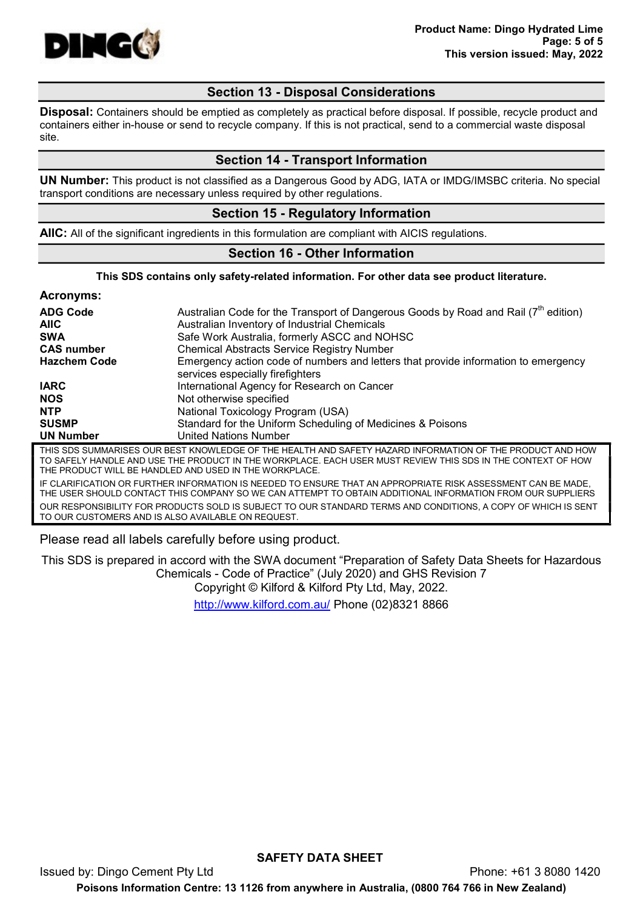## Section 13 - Disposal Considerations

**Disposal:** Containers should be emptied as completely as practical before disposal. If possible, recycle product and containers either in-house or send to recycle company. If this is not practical, send to a commercial waste disposal site.

## Section 14 - Transport Information

**UN Number:** This product is not classified as a Dangerous Good by ADG, IATA or IMDG/IMSBC criteria. No special transport conditions are necessary unless required by other regulations.

## Section 15 - Regulatory Information

**AIIC:** All of the significant ingredients in this formulation are compliant with AICIS regulations.

## Section 16 - Other Information

**This SDS contains only safety-related information. For other data see product literature.**

**Acronyms:**

| | |
|---|---|
| **ADG Code** | Australian Code for the Transport of Dangerous Goods by Road and Rail (7th edition) |
| **AIIC** | Australian Inventory of Industrial Chemicals |
| **SWA** | Safe Work Australia, formerly ASCC and NOHSC |
| **CAS number** | Chemical Abstracts Service Registry Number |
| **Hazchem Code** | Emergency action code of numbers and letters that provide information to emergency services especially firefighters |
| **IARC** | International Agency for Research on Cancer |
| **NOS** | Not otherwise specified |
| **NTP** | National Toxicology Program (USA) |
| **SUSMP** | Standard for the Uniform Scheduling of Medicines & Poisons |
| **UN Number** | United Nations Number |

THIS SDS SUMMARISES OUR BEST KNOWLEDGE OF THE HEALTH AND SAFETY HAZARD INFORMATION OF THE PRODUCT AND HOW TO SAFELY HANDLE AND USE THE PRODUCT IN THE WORKPLACE. EACH USER MUST REVIEW THIS SDS IN THE CONTEXT OF HOW THE PRODUCT WILL BE HANDLED AND USED IN THE WORKPLACE.

IF CLARIFICATION OR FURTHER INFORMATION IS NEEDED TO ENSURE THAT AN APPROPRIATE RISK ASSESSMENT CAN BE MADE, THE USER SHOULD CONTACT THIS COMPANY SO WE CAN ATTEMPT TO OBTAIN ADDITIONAL INFORMATION FROM OUR SUPPLIERS

OUR RESPONSIBILITY FOR PRODUCTS SOLD IS SUBJECT TO OUR STANDARD TERMS AND CONDITIONS, A COPY OF WHICH IS SENT TO OUR CUSTOMERS AND IS ALSO AVAILABLE ON REQUEST.

Please read all labels carefully before using product.

This SDS is prepared in accord with the SWA document "Preparation of Safety Data Sheets for Hazardous Chemicals - Code of Practice" (July 2020) and GHS Revision 7

Copyright © Kilford & Kilford Pty Ltd, May, 2022.

http://www.kilford.com.au/ Phone (02)8321 8866